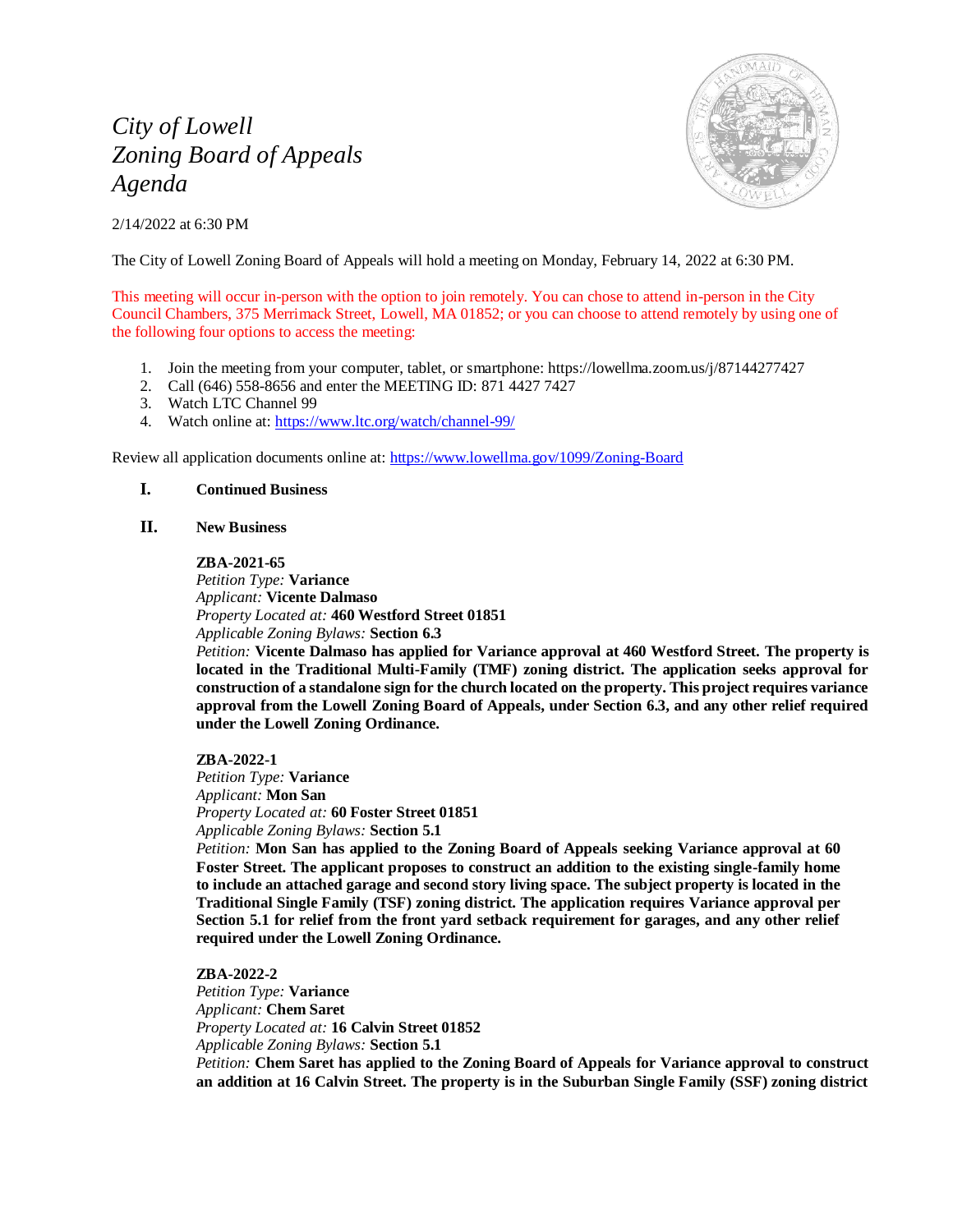# *City of Lowell*
# *Zoning Board of Appeals*
# *Agenda*

2/14/2022 at 6:30 PM

The City of Lowell Zoning Board of Appeals will hold a meeting on Monday, February 14, 2022 at 6:30 PM.

This meeting will occur in-person with the option to join remotely. You can chose to attend in-person in the City Council Chambers, 375 Merrimack Street, Lowell, MA 01852; or you can choose to attend remotely by using one of the following four options to access the meeting:

1. Join the meeting from your computer, tablet, or smartphone: https://lowellma.zoom.us/j/87144277427
2. Call (646) 558-8656 and enter the MEETING ID: 871 4427 7427
3. Watch LTC Channel 99
4. Watch online at: https://www.ltc.org/watch/channel-99/

Review all application documents online at: https://www.lowellma.gov/1099/Zoning-Board

## I. Continued Business

## II. New Business

**ZBA-2021-65**
*Petition Type:* **Variance**
*Applicant:* **Vicente Dalmaso**
*Property Located at:* **460 Westford Street 01851**
*Applicable Zoning Bylaws:* **Section 6.3**
*Petition:* **Vicente Dalmaso has applied for Variance approval at 460 Westford Street. The property is located in the Traditional Multi-Family (TMF) zoning district. The application seeks approval for construction of a standalone sign for the church located on the property. This project requires variance approval from the Lowell Zoning Board of Appeals, under Section 6.3, and any other relief required under the Lowell Zoning Ordinance.**

**ZBA-2022-1**
*Petition Type:* **Variance**
*Applicant:* **Mon San**
*Property Located at:* **60 Foster Street 01851**
*Applicable Zoning Bylaws:* **Section 5.1**
*Petition:* **Mon San has applied to the Zoning Board of Appeals seeking Variance approval at 60 Foster Street. The applicant proposes to construct an addition to the existing single-family home to include an attached garage and second story living space. The subject property is located in the Traditional Single Family (TSF) zoning district. The application requires Variance approval per Section 5.1 for relief from the front yard setback requirement for garages, and any other relief required under the Lowell Zoning Ordinance.**

**ZBA-2022-2**
*Petition Type:* **Variance**
*Applicant:* **Chem Saret**
*Property Located at:* **16 Calvin Street 01852**
*Applicable Zoning Bylaws:* **Section 5.1**
*Petition:* **Chem Saret has applied to the Zoning Board of Appeals for Variance approval to construct an addition at 16 Calvin Street. The property is in the Suburban Single Family (SSF) zoning district**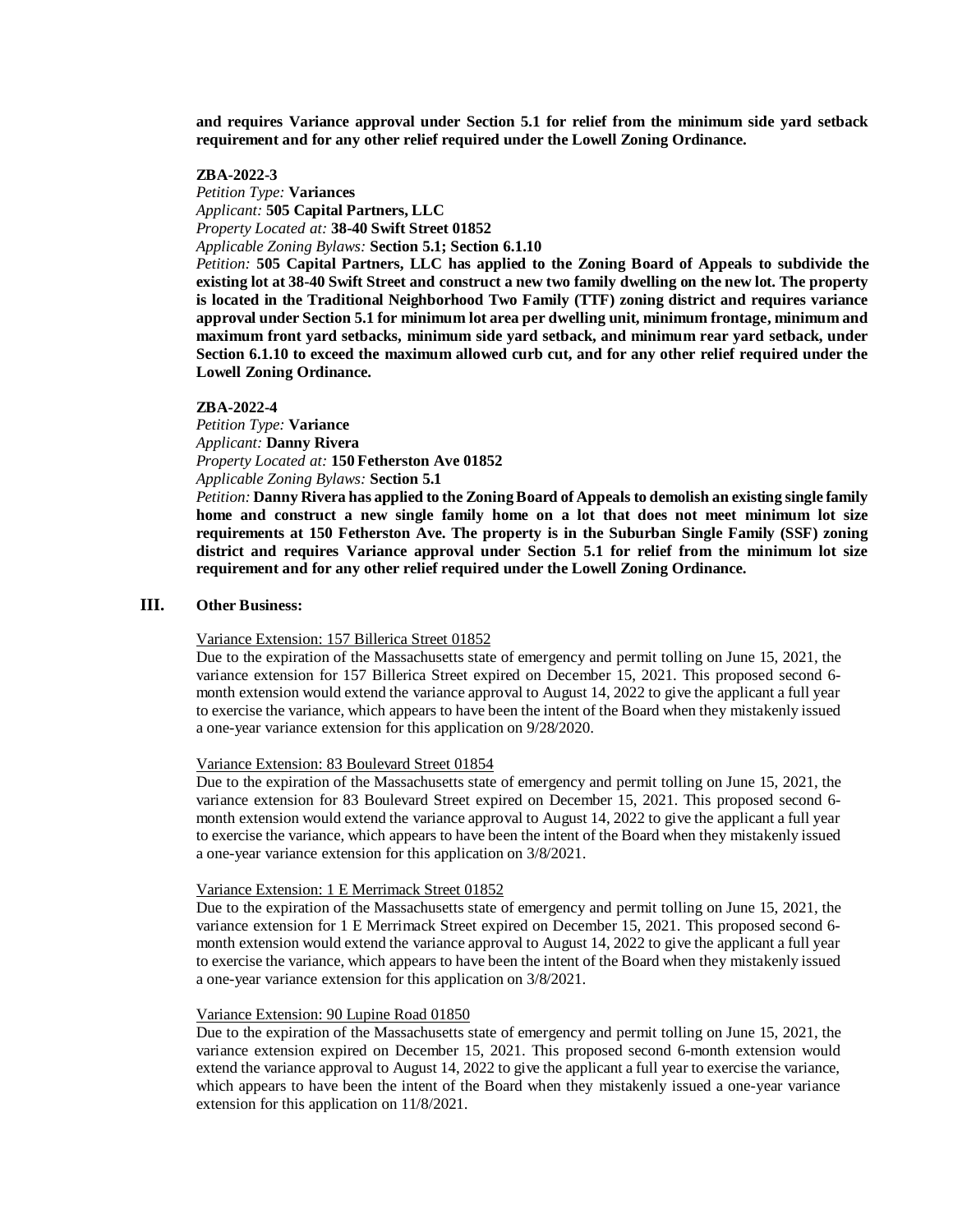**and requires Variance approval under Section 5.1 for relief from the minimum side yard setback requirement and for any other relief required under the Lowell Zoning Ordinance.**

**ZBA-2022-3**
*Petition Type:* **Variances**
*Applicant:* **505 Capital Partners, LLC**
*Property Located at:* **38-40 Swift Street 01852**
*Applicable Zoning Bylaws:* **Section 5.1; Section 6.1.10**
*Petition:* **505 Capital Partners, LLC has applied to the Zoning Board of Appeals to subdivide the existing lot at 38-40 Swift Street and construct a new two family dwelling on the new lot. The property is located in the Traditional Neighborhood Two Family (TTF) zoning district and requires variance approval under Section 5.1 for minimum lot area per dwelling unit, minimum frontage, minimum and maximum front yard setbacks, minimum side yard setback, and minimum rear yard setback, under Section 6.1.10 to exceed the maximum allowed curb cut, and for any other relief required under the Lowell Zoning Ordinance.**

**ZBA-2022-4**
*Petition Type:* **Variance**
*Applicant:* **Danny Rivera**
*Property Located at:* **150 Fetherston Ave 01852**
*Applicable Zoning Bylaws:* **Section 5.1**
*Petition:* **Danny Rivera has applied to the Zoning Board of Appeals to demolish an existing single family home and construct a new single family home on a lot that does not meet minimum lot size requirements at 150 Fetherston Ave. The property is in the Suburban Single Family (SSF) zoning district and requires Variance approval under Section 5.1 for relief from the minimum lot size requirement and for any other relief required under the Lowell Zoning Ordinance.**

## III. Other Business:

Variance Extension: 157 Billerica Street 01852

Due to the expiration of the Massachusetts state of emergency and permit tolling on June 15, 2021, the variance extension for 157 Billerica Street expired on December 15, 2021. This proposed second 6-month extension would extend the variance approval to August 14, 2022 to give the applicant a full year to exercise the variance, which appears to have been the intent of the Board when they mistakenly issued a one-year variance extension for this application on 9/28/2020.

Variance Extension: 83 Boulevard Street 01854

Due to the expiration of the Massachusetts state of emergency and permit tolling on June 15, 2021, the variance extension for 83 Boulevard Street expired on December 15, 2021. This proposed second 6-month extension would extend the variance approval to August 14, 2022 to give the applicant a full year to exercise the variance, which appears to have been the intent of the Board when they mistakenly issued a one-year variance extension for this application on 3/8/2021.

Variance Extension: 1 E Merrimack Street 01852

Due to the expiration of the Massachusetts state of emergency and permit tolling on June 15, 2021, the variance extension for 1 E Merrimack Street expired on December 15, 2021. This proposed second 6-month extension would extend the variance approval to August 14, 2022 to give the applicant a full year to exercise the variance, which appears to have been the intent of the Board when they mistakenly issued a one-year variance extension for this application on 3/8/2021.

Variance Extension: 90 Lupine Road 01850

Due to the expiration of the Massachusetts state of emergency and permit tolling on June 15, 2021, the variance extension expired on December 15, 2021. This proposed second 6-month extension would extend the variance approval to August 14, 2022 to give the applicant a full year to exercise the variance, which appears to have been the intent of the Board when they mistakenly issued a one-year variance extension for this application on 11/8/2021.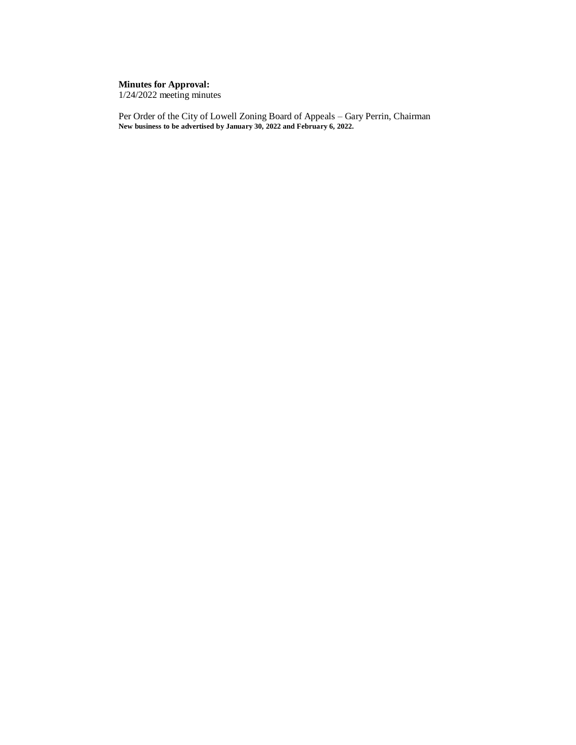**Minutes for Approval:**
1/24/2022 meeting minutes

Per Order of the City of Lowell Zoning Board of Appeals – Gary Perrin, Chairman
**New business to be advertised by January 30, 2022 and February 6, 2022.**